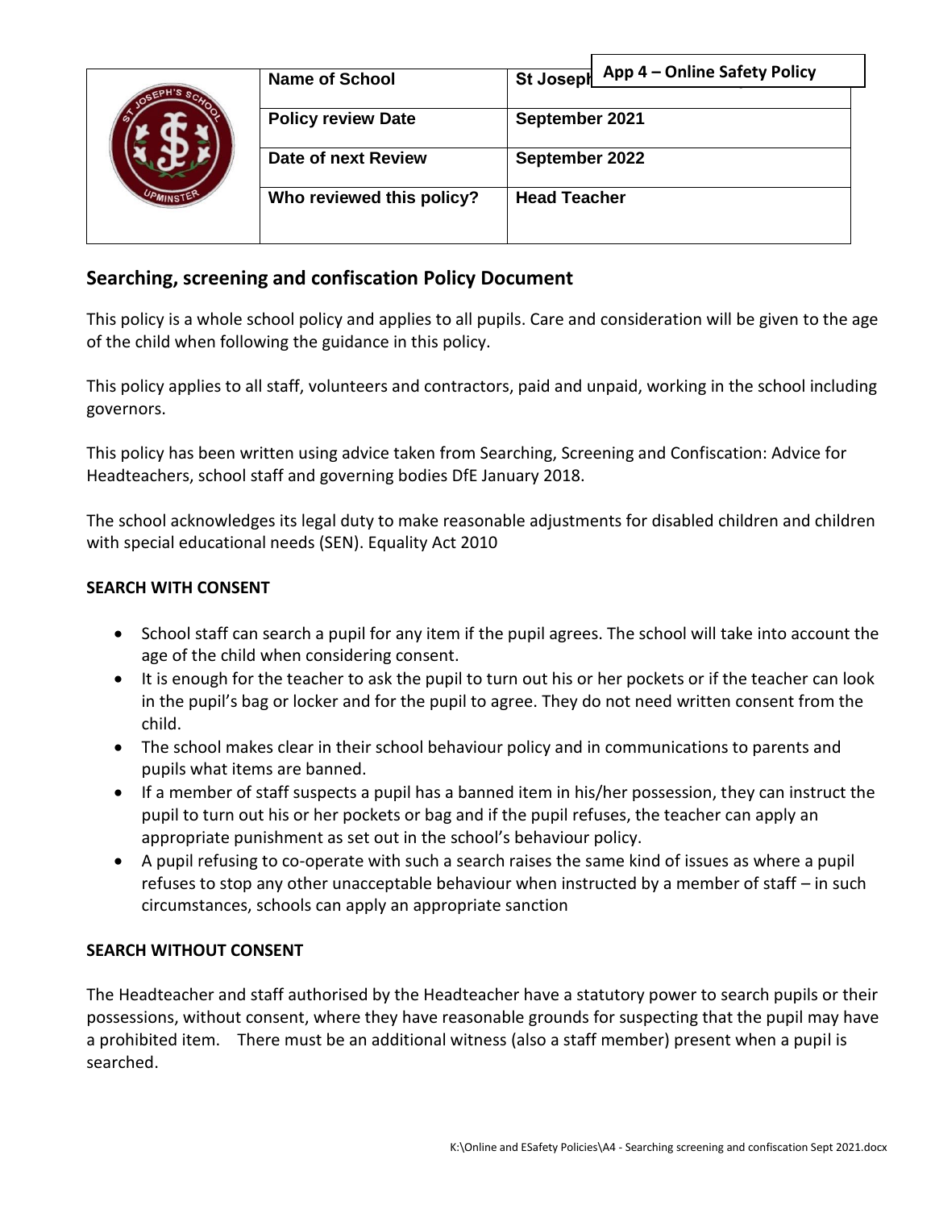App 4 – Online Safety Policy

| Name of School | St Joseph's |
| --- | --- |
| Policy review Date | September 2021 |
| Date of next Review | September 2022 |
| Who reviewed this policy? | Head Teacher |

## Searching, screening and confiscation Policy Document

This policy is a whole school policy and applies to all pupils. Care and consideration will be given to the age of the child when following the guidance in this policy.

This policy applies to all staff, volunteers and contractors, paid and unpaid, working in the school including governors.

This policy has been written using advice taken from Searching, Screening and Confiscation: Advice for Headteachers, school staff and governing bodies DfE January 2018.

The school acknowledges its legal duty to make reasonable adjustments for disabled children and children with special educational needs (SEN). Equality Act 2010

### SEARCH WITH CONSENT

- School staff can search a pupil for any item if the pupil agrees. The school will take into account the age of the child when considering consent.
- It is enough for the teacher to ask the pupil to turn out his or her pockets or if the teacher can look in the pupil's bag or locker and for the pupil to agree. They do not need written consent from the child.
- The school makes clear in their school behaviour policy and in communications to parents and pupils what items are banned.
- If a member of staff suspects a pupil has a banned item in his/her possession, they can instruct the pupil to turn out his or her pockets or bag and if the pupil refuses, the teacher can apply an appropriate punishment as set out in the school's behaviour policy.
- A pupil refusing to co-operate with such a search raises the same kind of issues as where a pupil refuses to stop any other unacceptable behaviour when instructed by a member of staff – in such circumstances, schools can apply an appropriate sanction

### SEARCH WITHOUT CONSENT

The Headteacher and staff authorised by the Headteacher have a statutory power to search pupils or their possessions, without consent, where they have reasonable grounds for suspecting that the pupil may have a prohibited item. There must be an additional witness (also a staff member) present when a pupil is searched.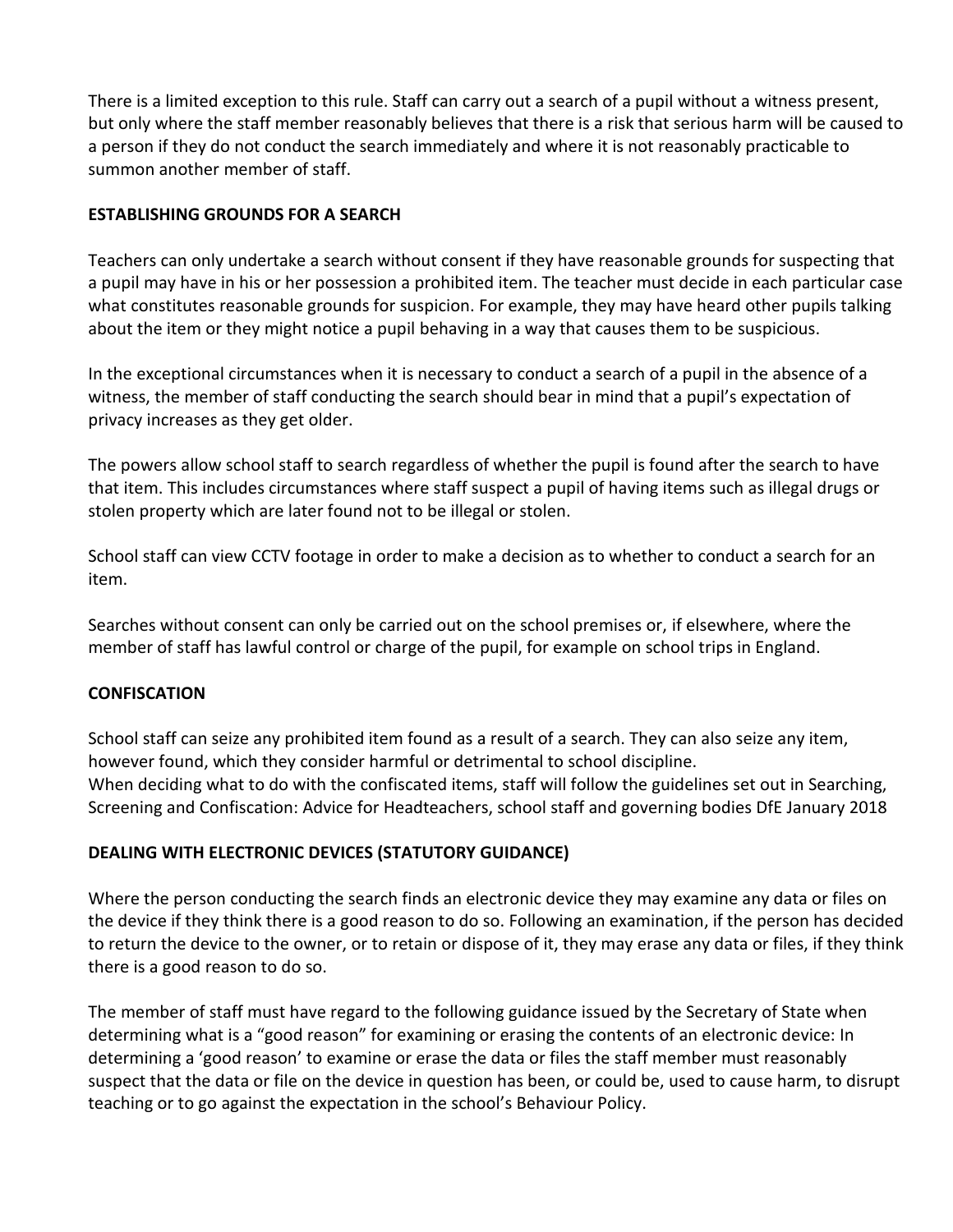There is a limited exception to this rule. Staff can carry out a search of a pupil without a witness present, but only where the staff member reasonably believes that there is a risk that serious harm will be caused to a person if they do not conduct the search immediately and where it is not reasonably practicable to summon another member of staff.

**ESTABLISHING GROUNDS FOR A SEARCH**

Teachers can only undertake a search without consent if they have reasonable grounds for suspecting that a pupil may have in his or her possession a prohibited item. The teacher must decide in each particular case what constitutes reasonable grounds for suspicion. For example, they may have heard other pupils talking about the item or they might notice a pupil behaving in a way that causes them to be suspicious.

In the exceptional circumstances when it is necessary to conduct a search of a pupil in the absence of a witness, the member of staff conducting the search should bear in mind that a pupil's expectation of privacy increases as they get older.

The powers allow school staff to search regardless of whether the pupil is found after the search to have that item. This includes circumstances where staff suspect a pupil of having items such as illegal drugs or stolen property which are later found not to be illegal or stolen.

School staff can view CCTV footage in order to make a decision as to whether to conduct a search for an item.

Searches without consent can only be carried out on the school premises or, if elsewhere, where the member of staff has lawful control or charge of the pupil, for example on school trips in England.

**CONFISCATION**

School staff can seize any prohibited item found as a result of a search. They can also seize any item, however found, which they consider harmful or detrimental to school discipline.
When deciding what to do with the confiscated items, staff will follow the guidelines set out in Searching, Screening and Confiscation: Advice for Headteachers, school staff and governing bodies DfE January 2018

**DEALING WITH ELECTRONIC DEVICES (STATUTORY GUIDANCE)**

Where the person conducting the search finds an electronic device they may examine any data or files on the device if they think there is a good reason to do so. Following an examination, if the person has decided to return the device to the owner, or to retain or dispose of it, they may erase any data or files, if they think there is a good reason to do so.

The member of staff must have regard to the following guidance issued by the Secretary of State when determining what is a "good reason" for examining or erasing the contents of an electronic device: In determining a 'good reason' to examine or erase the data or files the staff member must reasonably suspect that the data or file on the device in question has been, or could be, used to cause harm, to disrupt teaching or to go against the expectation in the school's Behaviour Policy.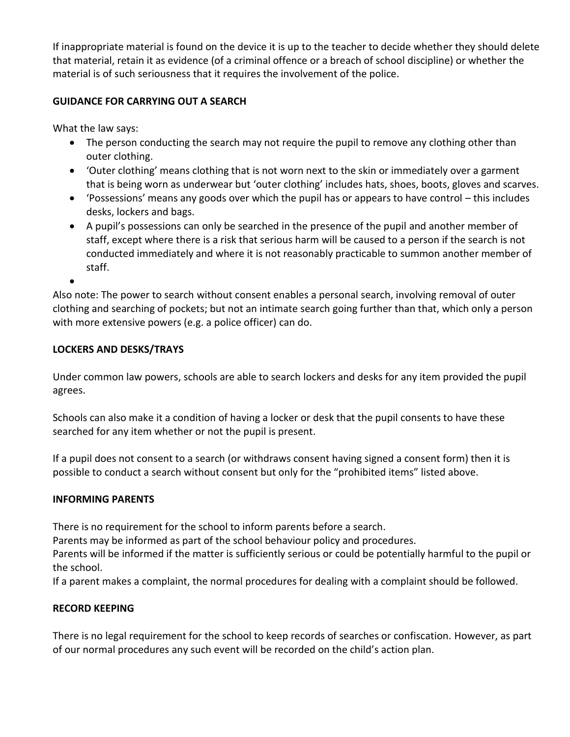If inappropriate material is found on the device it is up to the teacher to decide whether they should delete that material, retain it as evidence (of a criminal offence or a breach of school discipline) or whether the material is of such seriousness that it requires the involvement of the police.

**GUIDANCE FOR CARRYING OUT A SEARCH**

What the law says:

- The person conducting the search may not require the pupil to remove any clothing other than outer clothing.
- 'Outer clothing' means clothing that is not worn next to the skin or immediately over a garment that is being worn as underwear but 'outer clothing' includes hats, shoes, boots, gloves and scarves.
- 'Possessions' means any goods over which the pupil has or appears to have control – this includes desks, lockers and bags.
- A pupil's possessions can only be searched in the presence of the pupil and another member of staff, except where there is a risk that serious harm will be caused to a person if the search is not conducted immediately and where it is not reasonably practicable to summon another member of staff.

Also note: The power to search without consent enables a personal search, involving removal of outer clothing and searching of pockets; but not an intimate search going further than that, which only a person with more extensive powers (e.g. a police officer) can do.

**LOCKERS AND DESKS/TRAYS**

Under common law powers, schools are able to search lockers and desks for any item provided the pupil agrees.

Schools can also make it a condition of having a locker or desk that the pupil consents to have these searched for any item whether or not the pupil is present.

If a pupil does not consent to a search (or withdraws consent having signed a consent form) then it is possible to conduct a search without consent but only for the "prohibited items" listed above.

**INFORMING PARENTS**

There is no requirement for the school to inform parents before a search.
Parents may be informed as part of the school behaviour policy and procedures.
Parents will be informed if the matter is sufficiently serious or could be potentially harmful to the pupil or the school.
If a parent makes a complaint, the normal procedures for dealing with a complaint should be followed.

**RECORD KEEPING**

There is no legal requirement for the school to keep records of searches or confiscation. However, as part of our normal procedures any such event will be recorded on the child's action plan.